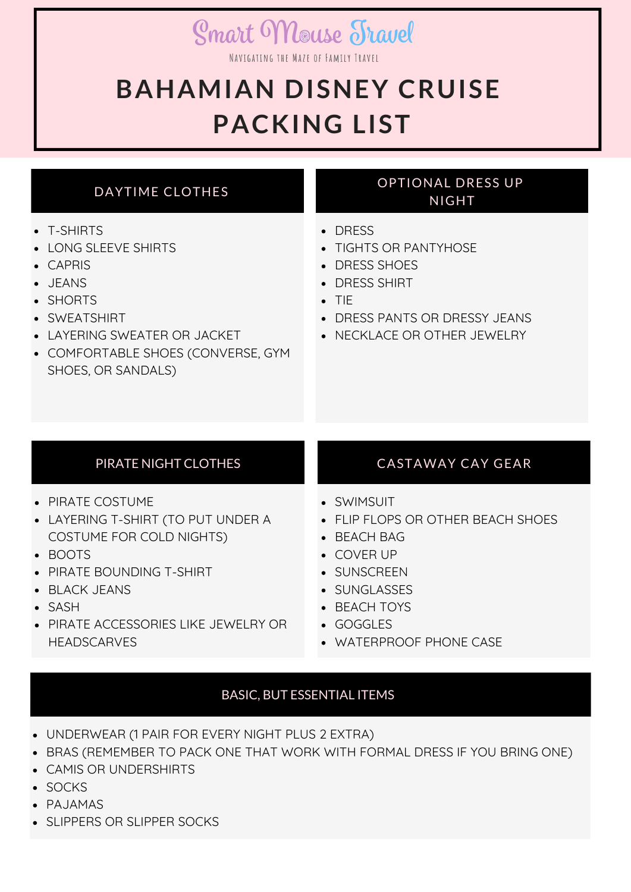Smart Mouse Travel

NAVIGATING THE MAZE OF FAMILY TRAVEL

# BAHAMIAN DISNEY CRUISE PACKING LIST

## DAYTIME CLOTHES

- T-SHIRTS
- LONG SLEEVE SHIRTS
- CAPRIS
- JEANS
- SHORTS
- SWEATSHIRT
- LAYERING SWEATER OR JACKET
- COMFORTABLE SHOES (CONVERSE, GYM SHOES, OR SANDALS)

## OPTIONAL DRESS UP NIGHT

- DRESS
- TIGHTS OR PANTYHOSE
- DRESS SHOES
- DRESS SHIRT
- TIE
- DRESS PANTS OR DRESSY JEANS
- NECKLACE OR OTHER JEWELRY

## PIRATE NIGHT CLOTHES

- PIRATE COSTUME
- LAYERING T-SHIRT (TO PUT UNDER A COSTUME FOR COLD NIGHTS)
- BOOTS
- PIRATE BOUNDING T-SHIRT
- BLACK JEANS
- SASH
- PIRATE ACCESSORIES LIKE JEWELRY OR HEADSCARVES

## CASTAWAY CAY GEAR

- SWIMSUIT
- FLIP FLOPS OR OTHER BEACH SHOES
- BEACH BAG
- COVER UP
- SUNSCREEN
- SUNGLASSES
- BEACH TOYS
- GOGGLES
- WATERPROOF PHONE CASE

## BASIC, BUT ESSENTIAL ITEMS

- UNDERWEAR (1 PAIR FOR EVERY NIGHT PLUS 2 EXTRA)
- BRAS (REMEMBER TO PACK ONE THAT WORK WITH FORMAL DRESS IF YOU BRING ONE)
- CAMIS OR UNDERSHIRTS
- SOCKS
- PAJAMAS
- SLIPPERS OR SLIPPER SOCKS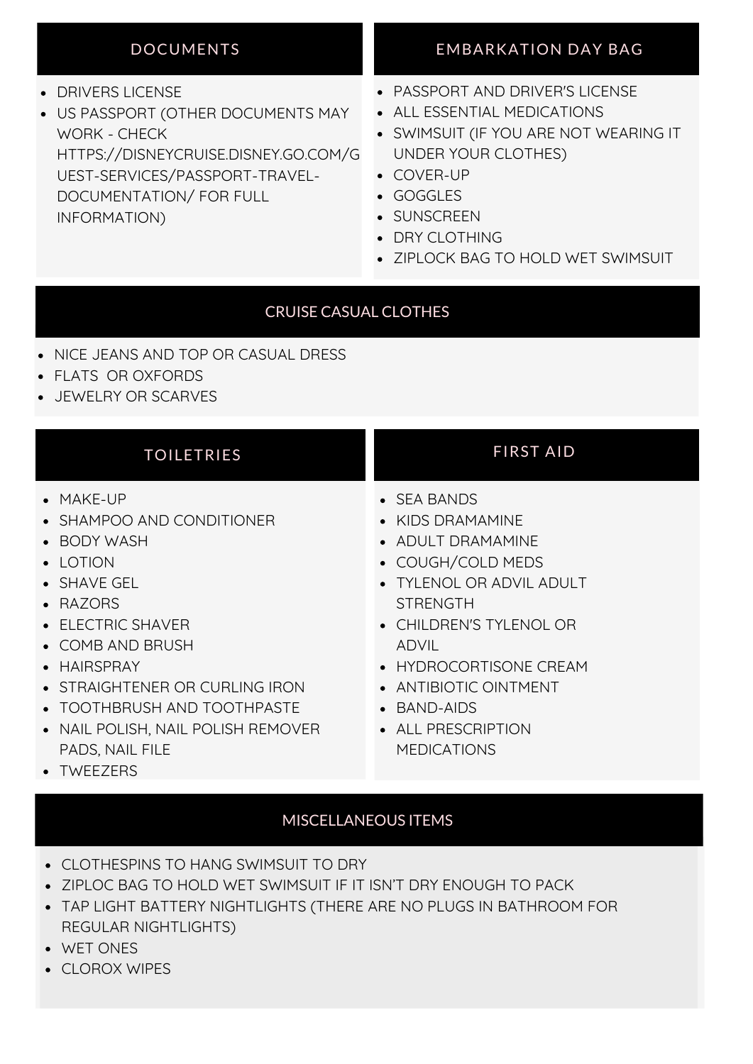## DOCUMENTS

- DRIVERS LICENSE
- US PASSPORT (OTHER DOCUMENTS MAY WORK - CHECK HTTPS://DISNEYCRUISE.DISNEY.GO.COM/GUEST-SERVICES/PASSPORT-TRAVEL-DOCUMENTATION/ FOR FULL INFORMATION)

## EMBARKATION DAY BAG

- PASSPORT AND DRIVER'S LICENSE
- ALL ESSENTIAL MEDICATIONS
- SWIMSUIT (IF YOU ARE NOT WEARING IT UNDER YOUR CLOTHES)
- COVER-UP
- GOGGLES
- SUNSCREEN
- DRY CLOTHING
- ZIPLOCK BAG TO HOLD WET SWIMSUIT

## CRUISE CASUAL CLOTHES

- NICE JEANS AND TOP OR CASUAL DRESS
- FLATS OR OXFORDS
- JEWELRY OR SCARVES

## TOILETRIES

- MAKE-UP
- SHAMPOO AND CONDITIONER
- BODY WASH
- LOTION
- SHAVE GEL
- RAZORS
- ELECTRIC SHAVER
- COMB AND BRUSH
- HAIRSPRAY
- STRAIGHTENER OR CURLING IRON
- TOOTHBRUSH AND TOOTHPASTE
- NAIL POLISH, NAIL POLISH REMOVER PADS, NAIL FILE
- TWEEZERS

## FIRST AID

- SEA BANDS
- KIDS DRAMAMINE
- ADULT DRAMAMINE
- COUGH/COLD MEDS
- TYLENOL OR ADVIL ADULT STRENGTH
- CHILDREN'S TYLENOL OR ADVIL
- HYDROCORTISONE CREAM
- ANTIBIOTIC OINTMENT
- BAND-AIDS
- ALL PRESCRIPTION MEDICATIONS

## MISCELLANEOUS ITEMS

- CLOTHESPINS TO HANG SWIMSUIT TO DRY
- ZIPLOC BAG TO HOLD WET SWIMSUIT IF IT ISN'T DRY ENOUGH TO PACK
- TAP LIGHT BATTERY NIGHTLIGHTS (THERE ARE NO PLUGS IN BATHROOM FOR REGULAR NIGHTLIGHTS)
- WET ONES
- CLOROX WIPES